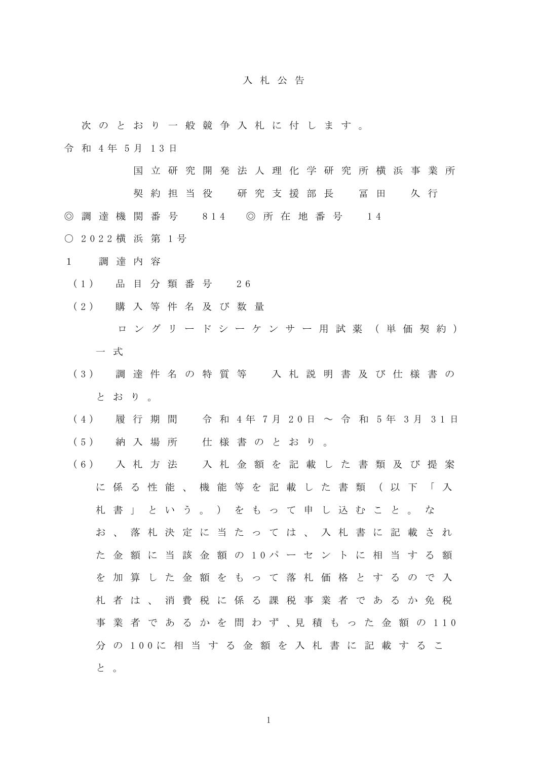# 入札公告

次のとおり一般競争入札に付します。

令和4年5月13日

国立研究開発法人理化学研究所横浜事業所
契約担当役　研究支援部長　冨田　久行

◎調達機関番号　814　◎所在地番号　14

○2022横浜第1号

1　調達内容

（1）　品目分類番号　26

（2）　購入等件名及び数量
ロングリードシーケンサー用試薬（単価契約）
一式

（3）　調達件名の特質等　入札説明書及び仕様書のとおり。

（4）　履行期間　令和4年7月20日～令和5年3月31日

（5）　納入場所　仕様書のとおり。

（6）　入札方法　入札金額を記載した書類及び提案に係る性能、機能等を記載した書類（以下「入札書」という。）をもって申し込むこと。なお、落札決定に当たっては、入札書に記載された金額に当該金額の10パーセントに相当する額を加算した金額をもって落札価格とするので入札者は、消費税に係る課税事業者であるか免税事業者であるかを問わず、見積もった金額の110分の100に相当する金額を入札書に記載すること。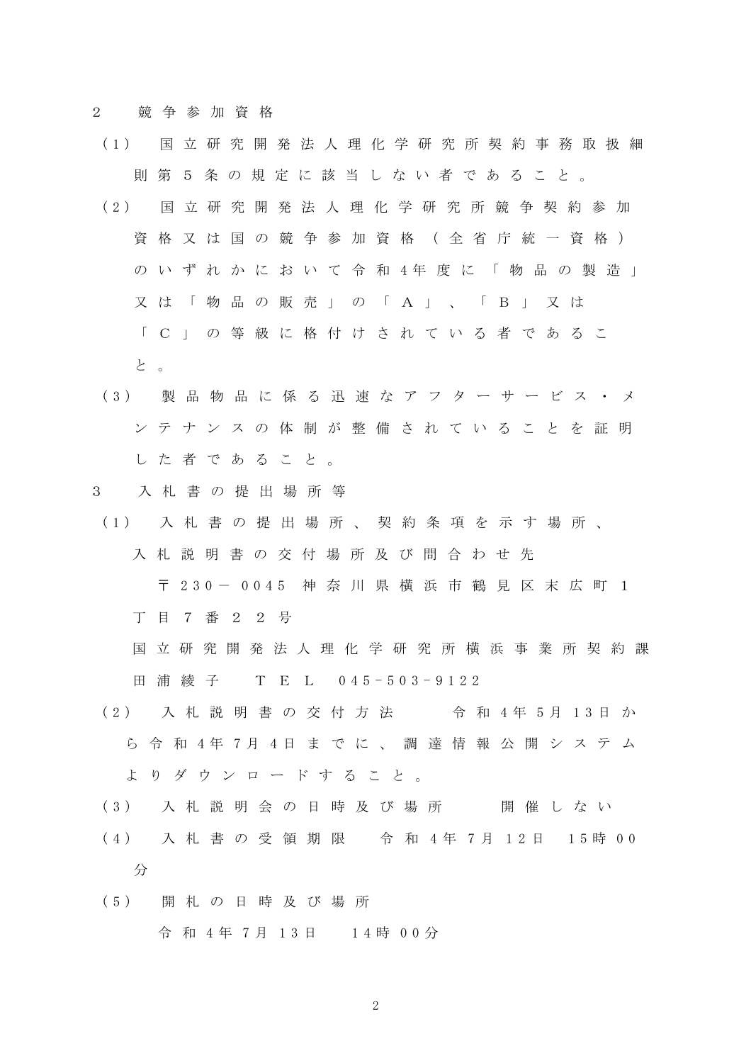2　競争参加資格

（1）　国立研究開発法人理化学研究所契約事務取扱細則第5条の規定に該当しない者であること。

（2）　国立研究開発法人理化学研究所競争契約参加資格又は国の競争参加資格（全省庁統一資格）のいずれかにおいて令和4年度に「物品の製造」又は「物品の販売」の「Ａ」、「Ｂ」又は「Ｃ」の等級に格付けされている者であること。

（3）　製品物品に係る迅速なアフターサービス・メンテナンスの体制が整備されていることを証明した者であること。

3　入札書の提出場所等

（1）　入札書の提出場所、契約条項を示す場所、入札説明書の交付場所及び問合わせ先

〒230－0045 神奈川県横浜市鶴見区末広町1丁目7番２２号

国立研究開発法人理化学研究所横浜事業所契約課　田浦綾子　ＴＥＬ　045-503-9122

（2）　入札説明書の交付方法　　令和4年5月13日から令和4年7月4日までに、調達情報公開システムよりダウンロードすること。

（3）　入札説明会の日時及び場所　　開催しない

（4）　入札書の受領期限　令和4年7月12日　15時00分

（5）　開札の日時及び場所

令和4年7月13日　14時00分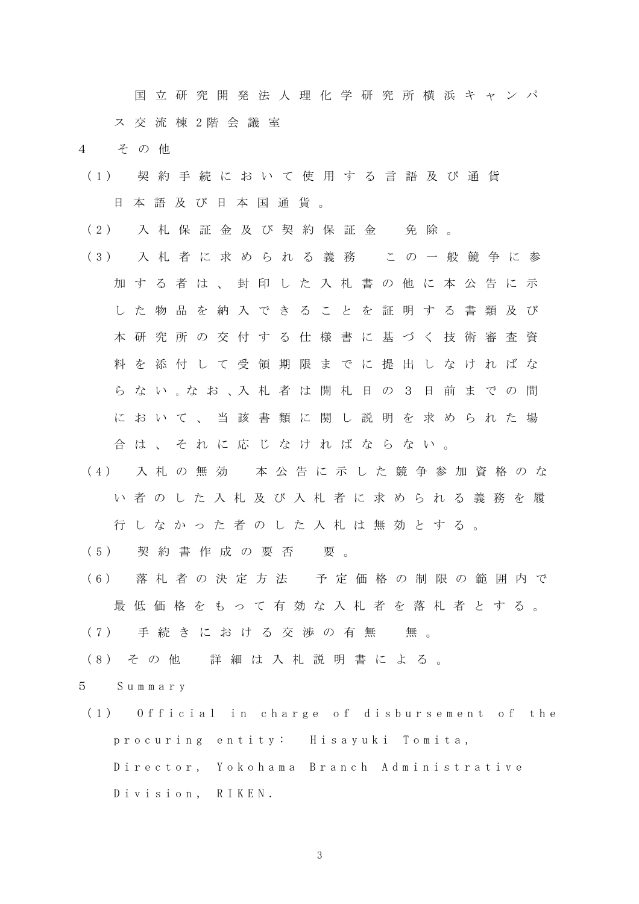国立研究開発法人理化学研究所横浜キャンパス交流棟2階会議室

4　その他

（1）　契約手続において使用する言語及び通貨　日本語及び日本国通貨。

（2）　入札保証金及び契約保証金　免除。

（3）　入札者に求められる義務　この一般競争に参加する者は、封印した入札書の他に本公告に示した物品を納入できることを証明する書類及び本研究所の交付する仕様書に基づく技術審査資料を添付して受領期限までに提出しなければならない。なお、入札者は開札日の3日前までの間において、当該書類に関し説明を求められた場合は、それに応じなければならない。

（4）　入札の無効　本公告に示した競争参加資格のない者のした入札及び入札者に求められる義務を履行しなかった者のした入札は無効とする。

（5）　契約書作成の要否　要。

（6）　落札者の決定方法　予定価格の制限の範囲内で最低価格をもって有効な入札者を落札者とする。

（7）　手続きにおける交渉の有無　無。

（8）その他　詳細は入札説明書による。

5　Summary

（1）　Official in charge of disbursement of the procuring entity:　Hisayuki Tomita, Director, Yokohama Branch Administrative Division, RIKEN.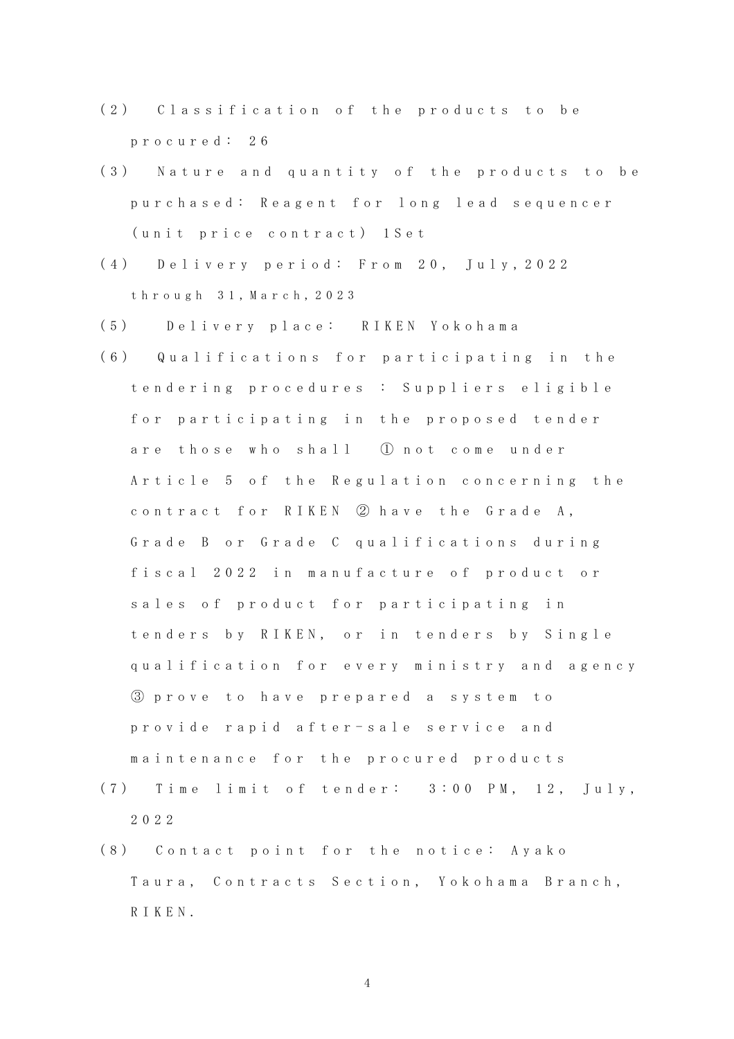(2) Classification of the products to be procured: 26

(3) Nature and quantity of the products to be purchased: Reagent for long lead sequencer (unit price contract) 1Set

(4) Delivery period: From 20, July,2022 through 31,March,2023

(5) Delivery place: RIKEN Yokohama

(6) Qualifications for participating in the tendering procedures : Suppliers eligible for participating in the proposed tender are those who shall ① not come under Article 5 of the Regulation concerning the contract for RIKEN ② have the Grade A, Grade B or Grade C qualifications during fiscal 2022 in manufacture of product or sales of product for participating in tenders by RIKEN, or in tenders by Single qualification for every ministry and agency ③ prove to have prepared a system to provide rapid after-sale service and maintenance for the procured products

(7) Time limit of tender: 3:00 PM, 12, July, 2022

(8) Contact point for the notice: Ayako Taura, Contracts Section, Yokohama Branch, RIKEN.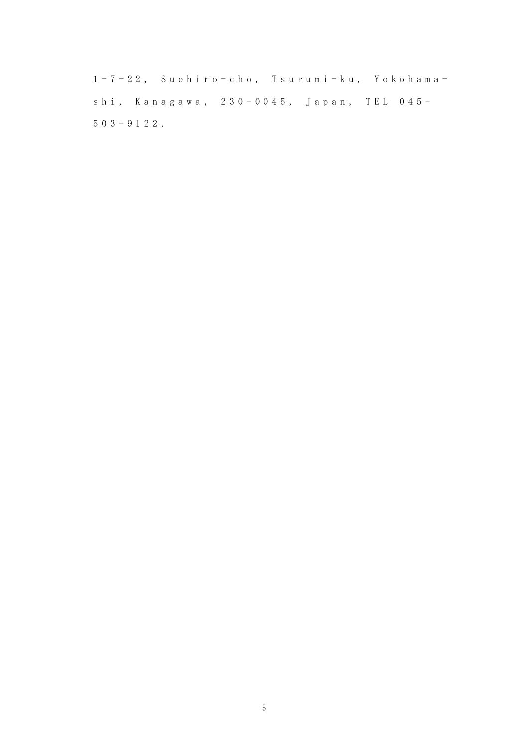１－７－２２，　Ｓｕｅｈｉｒｏ－ｃｈｏ，　Ｔｓｕｒｕｍｉ－ｋｕ，　Ｙｏｋｏｈａｍａ－ｓｈｉ，　Ｋａｎａｇａｗａ，　２３０－００４５，　Ｊａｐａｎ，　ＴＥＬ　０４５－５０３－９１２２．